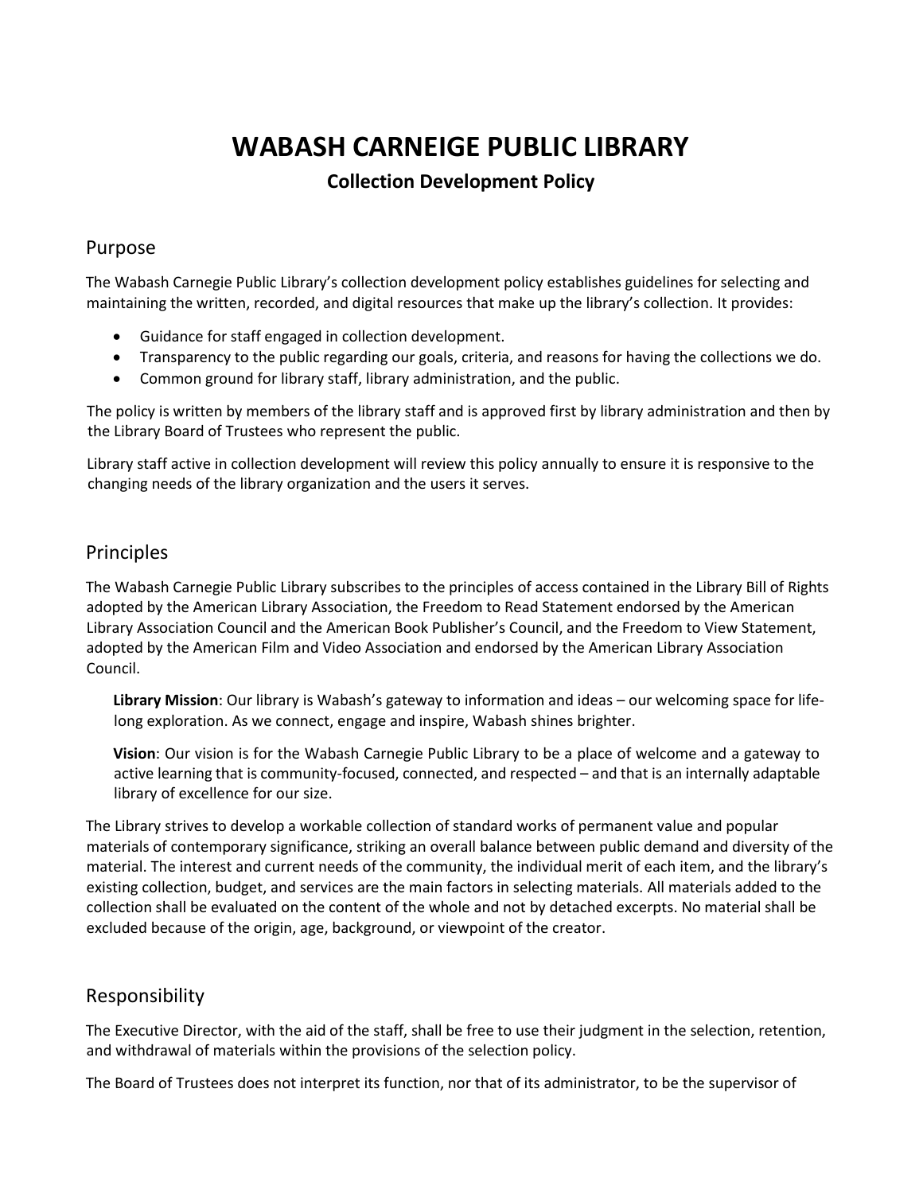# WABASH CARNEIGE PUBLIC LIBRARY

### Collection Development Policy

## Purpose

The Wabash Carnegie Public Library's collection development policy establishes guidelines for selecting and maintaining the written, recorded, and digital resources that make up the library's collection. It provides:

- Guidance for staff engaged in collection development.
- Transparency to the public regarding our goals, criteria, and reasons for having the collections we do.
- Common ground for library staff, library administration, and the public.

The policy is written by members of the library staff and is approved first by library administration and then by the Library Board of Trustees who represent the public.

Library staff active in collection development will review this policy annually to ensure it is responsive to the changing needs of the library organization and the users it serves.

## Principles

The Wabash Carnegie Public Library subscribes to the principles of access contained in the Library Bill of Rights adopted by the American Library Association, the Freedom to Read Statement endorsed by the American Library Association Council and the American Book Publisher's Council, and the Freedom to View Statement, adopted by the American Film and Video Association and endorsed by the American Library Association Council.

> **Library Mission**: Our library is Wabash's gateway to information and ideas – our welcoming space for life-long exploration. As we connect, engage and inspire, Wabash shines brighter.
>
> **Vision**: Our vision is for the Wabash Carnegie Public Library to be a place of welcome and a gateway to active learning that is community-focused, connected, and respected – and that is an internally adaptable library of excellence for our size.

The Library strives to develop a workable collection of standard works of permanent value and popular materials of contemporary significance, striking an overall balance between public demand and diversity of the material. The interest and current needs of the community, the individual merit of each item, and the library's existing collection, budget, and services are the main factors in selecting materials. All materials added to the collection shall be evaluated on the content of the whole and not by detached excerpts. No material shall be excluded because of the origin, age, background, or viewpoint of the creator.

## Responsibility

The Executive Director, with the aid of the staff, shall be free to use their judgment in the selection, retention, and withdrawal of materials within the provisions of the selection policy.

The Board of Trustees does not interpret its function, nor that of its administrator, to be the supervisor of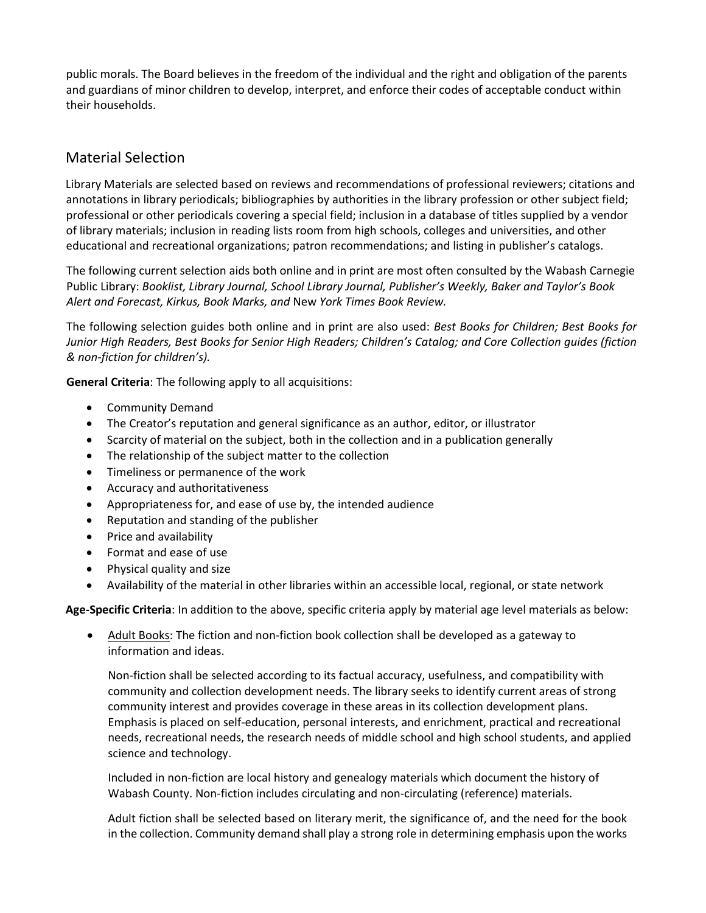public morals. The Board believes in the freedom of the individual and the right and obligation of the parents and guardians of minor children to develop, interpret, and enforce their codes of acceptable conduct within their households.

## Material Selection

Library Materials are selected based on reviews and recommendations of professional reviewers; citations and annotations in library periodicals; bibliographies by authorities in the library profession or other subject field; professional or other periodicals covering a special field; inclusion in a database of titles supplied by a vendor of library materials; inclusion in reading lists room from high schools, colleges and universities, and other educational and recreational organizations; patron recommendations; and listing in publisher's catalogs.

The following current selection aids both online and in print are most often consulted by the Wabash Carnegie Public Library: *Booklist, Library Journal, School Library Journal, Publisher's Weekly, Baker and Taylor's Book Alert and Forecast, Kirkus, Book Marks, and* New *York Times Book Review.*

The following selection guides both online and in print are also used: *Best Books for Children; Best Books for Junior High Readers, Best Books for Senior High Readers; Children's Catalog; and Core Collection guides (fiction & non-fiction for children's).*

**General Criteria**: The following apply to all acquisitions:

- Community Demand
- The Creator's reputation and general significance as an author, editor, or illustrator
- Scarcity of material on the subject, both in the collection and in a publication generally
- The relationship of the subject matter to the collection
- Timeliness or permanence of the work
- Accuracy and authoritativeness
- Appropriateness for, and ease of use by, the intended audience
- Reputation and standing of the publisher
- Price and availability
- Format and ease of use
- Physical quality and size
- Availability of the material in other libraries within an accessible local, regional, or state network

**Age-Specific Criteria**: In addition to the above, specific criteria apply by material age level materials as below:

- <u>Adult Books</u>: The fiction and non-fiction book collection shall be developed as a gateway to information and ideas.

  Non-fiction shall be selected according to its factual accuracy, usefulness, and compatibility with community and collection development needs. The library seeks to identify current areas of strong community interest and provides coverage in these areas in its collection development plans. Emphasis is placed on self-education, personal interests, and enrichment, practical and recreational needs, recreational needs, the research needs of middle school and high school students, and applied science and technology.

  Included in non-fiction are local history and genealogy materials which document the history of Wabash County. Non-fiction includes circulating and non-circulating (reference) materials.

  Adult fiction shall be selected based on literary merit, the significance of, and the need for the book in the collection. Community demand shall play a strong role in determining emphasis upon the works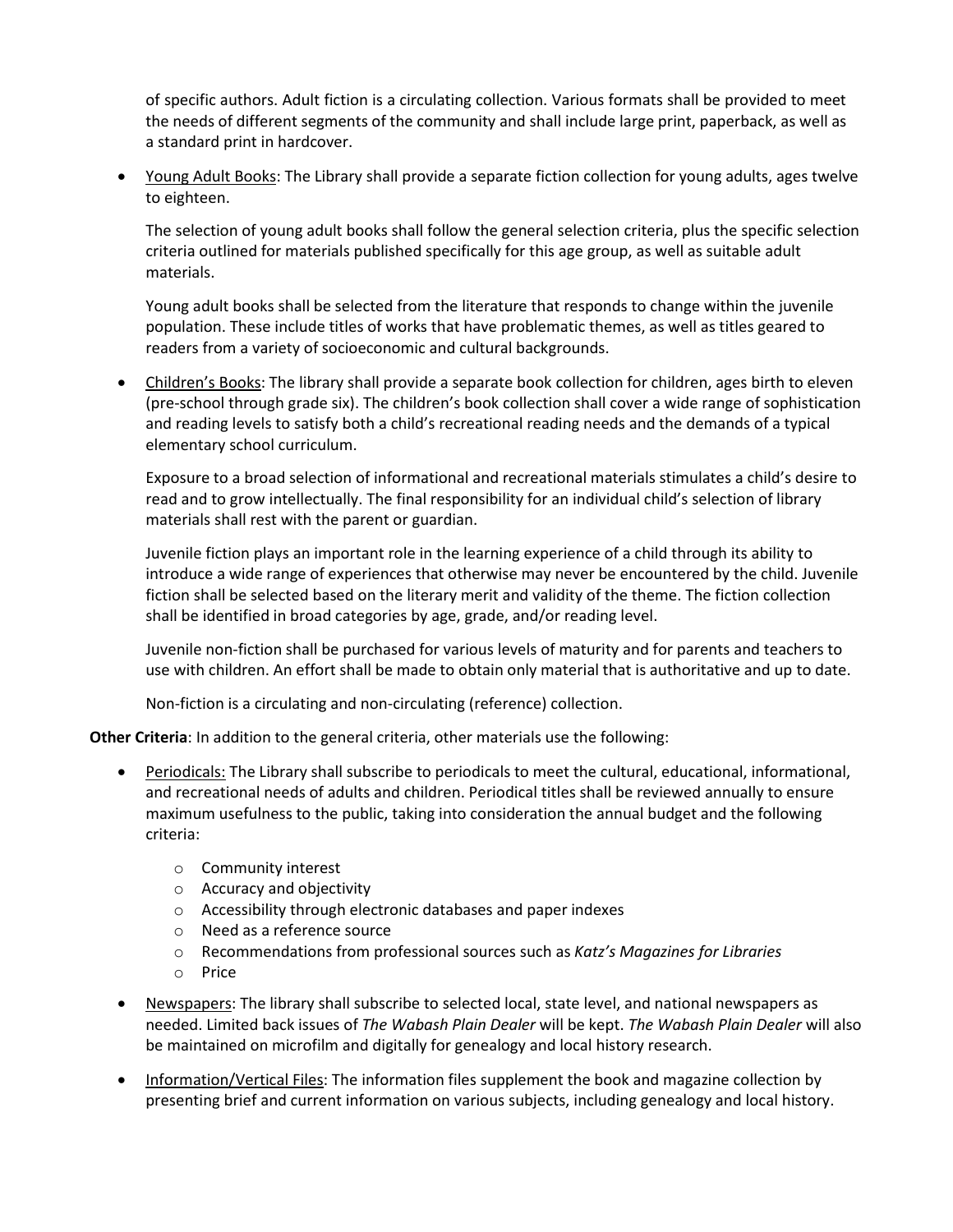of specific authors. Adult fiction is a circulating collection. Various formats shall be provided to meet the needs of different segments of the community and shall include large print, paperback, as well as a standard print in hardcover.

- Young Adult Books: The Library shall provide a separate fiction collection for young adults, ages twelve to eighteen.

  The selection of young adult books shall follow the general selection criteria, plus the specific selection criteria outlined for materials published specifically for this age group, as well as suitable adult materials.

  Young adult books shall be selected from the literature that responds to change within the juvenile population. These include titles of works that have problematic themes, as well as titles geared to readers from a variety of socioeconomic and cultural backgrounds.

- Children's Books: The library shall provide a separate book collection for children, ages birth to eleven (pre-school through grade six). The children's book collection shall cover a wide range of sophistication and reading levels to satisfy both a child's recreational reading needs and the demands of a typical elementary school curriculum.

  Exposure to a broad selection of informational and recreational materials stimulates a child's desire to read and to grow intellectually. The final responsibility for an individual child's selection of library materials shall rest with the parent or guardian.

  Juvenile fiction plays an important role in the learning experience of a child through its ability to introduce a wide range of experiences that otherwise may never be encountered by the child. Juvenile fiction shall be selected based on the literary merit and validity of the theme. The fiction collection shall be identified in broad categories by age, grade, and/or reading level.

  Juvenile non-fiction shall be purchased for various levels of maturity and for parents and teachers to use with children. An effort shall be made to obtain only material that is authoritative and up to date.

  Non-fiction is a circulating and non-circulating (reference) collection.

**Other Criteria**: In addition to the general criteria, other materials use the following:

- Periodicals: The Library shall subscribe to periodicals to meet the cultural, educational, informational, and recreational needs of adults and children. Periodical titles shall be reviewed annually to ensure maximum usefulness to the public, taking into consideration the annual budget and the following criteria:
  - Community interest
  - Accuracy and objectivity
  - Accessibility through electronic databases and paper indexes
  - Need as a reference source
  - Recommendations from professional sources such as *Katz's Magazines for Libraries*
  - Price

- Newspapers: The library shall subscribe to selected local, state level, and national newspapers as needed. Limited back issues of *The Wabash Plain Dealer* will be kept. *The Wabash Plain Dealer* will also be maintained on microfilm and digitally for genealogy and local history research.

- Information/Vertical Files: The information files supplement the book and magazine collection by presenting brief and current information on various subjects, including genealogy and local history.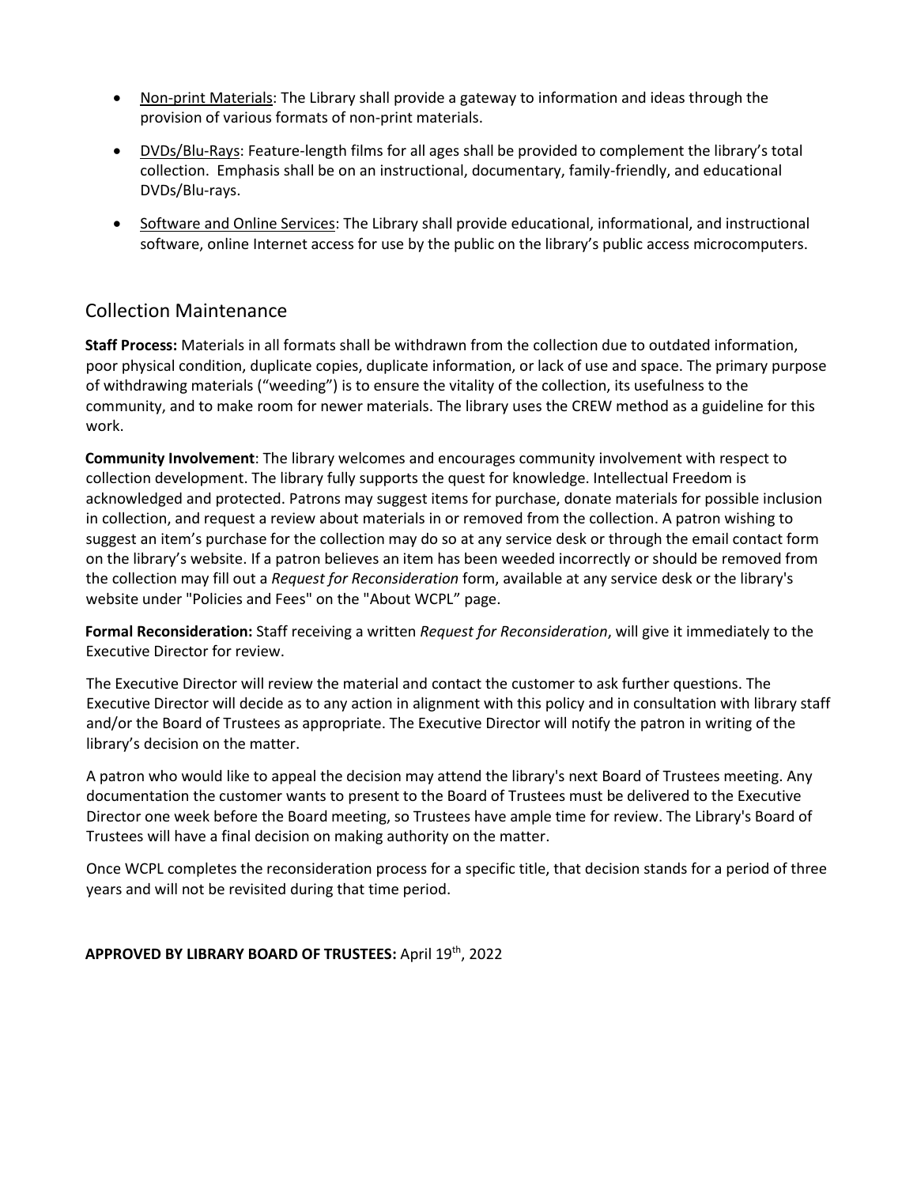- Non-print Materials: The Library shall provide a gateway to information and ideas through the provision of various formats of non-print materials.
- DVDs/Blu-Rays: Feature-length films for all ages shall be provided to complement the library's total collection. Emphasis shall be on an instructional, documentary, family-friendly, and educational DVDs/Blu-rays.
- Software and Online Services: The Library shall provide educational, informational, and instructional software, online Internet access for use by the public on the library's public access microcomputers.

## Collection Maintenance

**Staff Process:** Materials in all formats shall be withdrawn from the collection due to outdated information, poor physical condition, duplicate copies, duplicate information, or lack of use and space. The primary purpose of withdrawing materials ("weeding") is to ensure the vitality of the collection, its usefulness to the community, and to make room for newer materials. The library uses the CREW method as a guideline for this work.

**Community Involvement**: The library welcomes and encourages community involvement with respect to collection development. The library fully supports the quest for knowledge. Intellectual Freedom is acknowledged and protected. Patrons may suggest items for purchase, donate materials for possible inclusion in collection, and request a review about materials in or removed from the collection. A patron wishing to suggest an item's purchase for the collection may do so at any service desk or through the email contact form on the library's website. If a patron believes an item has been weeded incorrectly or should be removed from the collection may fill out a *Request for Reconsideration* form, available at any service desk or the library's website under "Policies and Fees" on the "About WCPL" page.

**Formal Reconsideration:** Staff receiving a written *Request for Reconsideration*, will give it immediately to the Executive Director for review.

The Executive Director will review the material and contact the customer to ask further questions. The Executive Director will decide as to any action in alignment with this policy and in consultation with library staff and/or the Board of Trustees as appropriate. The Executive Director will notify the patron in writing of the library's decision on the matter.

A patron who would like to appeal the decision may attend the library's next Board of Trustees meeting. Any documentation the customer wants to present to the Board of Trustees must be delivered to the Executive Director one week before the Board meeting, so Trustees have ample time for review. The Library's Board of Trustees will have a final decision on making authority on the matter.

Once WCPL completes the reconsideration process for a specific title, that decision stands for a period of three years and will not be revisited during that time period.

**APPROVED BY LIBRARY BOARD OF TRUSTEES:** April 19th, 2022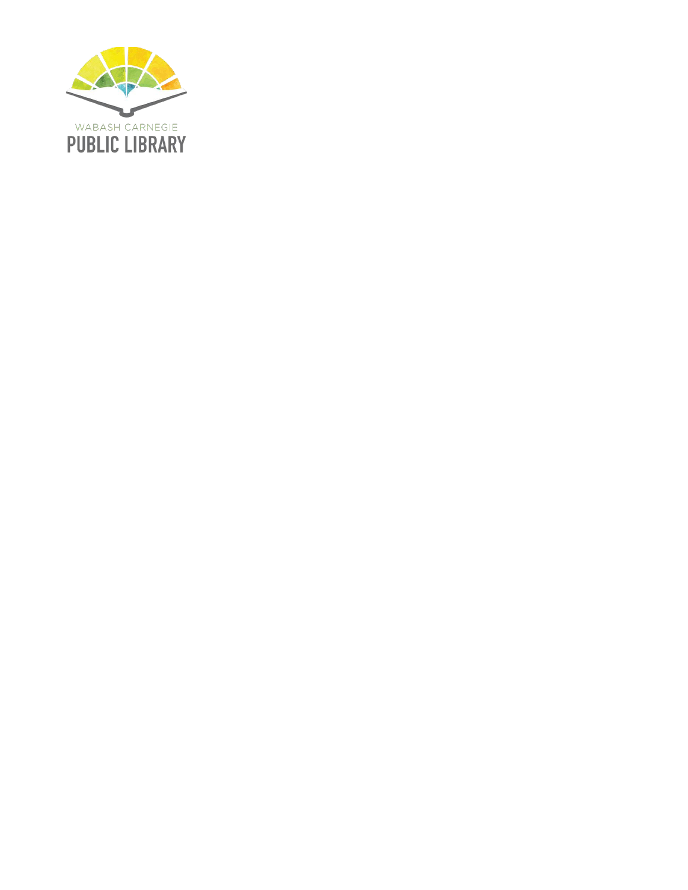WABASH CARNEGIE

PUBLIC LIBRARY